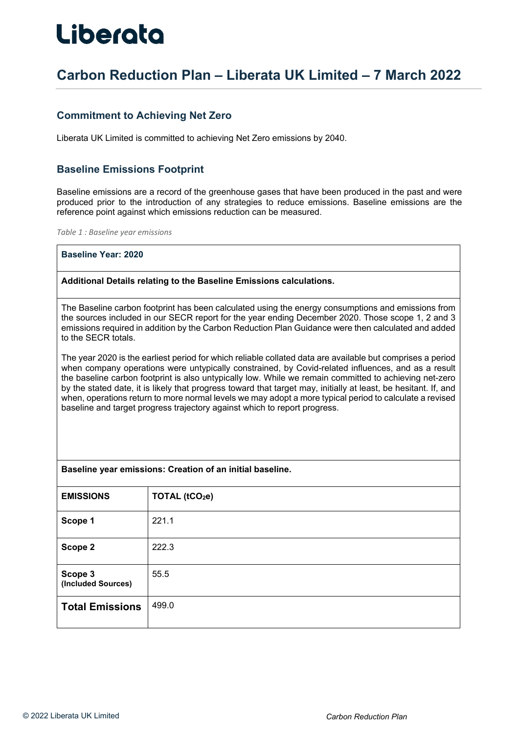# Liberata

## Carbon Reduction Plan – Liberata UK Limited – 7 March 2022

### Commitment to Achieving Net Zero

Liberata UK Limited is committed to achieving Net Zero emissions by 2040.

### Baseline Emissions Footprint

Baseline emissions are a record of the greenhouse gases that have been produced in the past and were produced prior to the introduction of any strategies to reduce emissions. Baseline emissions are the reference point against which emissions reduction can be measured.

*Table 1 : Baseline year emissions*

**Baseline Year: 2020**

**Additional Details relating to the Baseline Emissions calculations.**

The Baseline carbon footprint has been calculated using the energy consumptions and emissions from the sources included in our SECR report for the year ending December 2020. Those scope 1, 2 and 3 emissions required in addition by the Carbon Reduction Plan Guidance were then calculated and added to the SECR totals.

The year 2020 is the earliest period for which reliable collated data are available but comprises a period when company operations were untypically constrained, by Covid-related influences, and as a result the baseline carbon footprint is also untypically low. While we remain committed to achieving net-zero by the stated date, it is likely that progress toward that target may, initially at least, be hesitant. If, and when, operations return to more normal levels we may adopt a more typical period to calculate a revised baseline and target progress trajectory against which to report progress.

**Baseline year emissions: Creation of an initial baseline.**

| **EMISSIONS** | **TOTAL ($tCO_2e$)** |
|---|---|
| **Scope 1** | 221.1 |
| **Scope 2** | 222.3 |
| **Scope 3 (Included Sources)** | 55.5 |
| **Total Emissions** | 499.0 |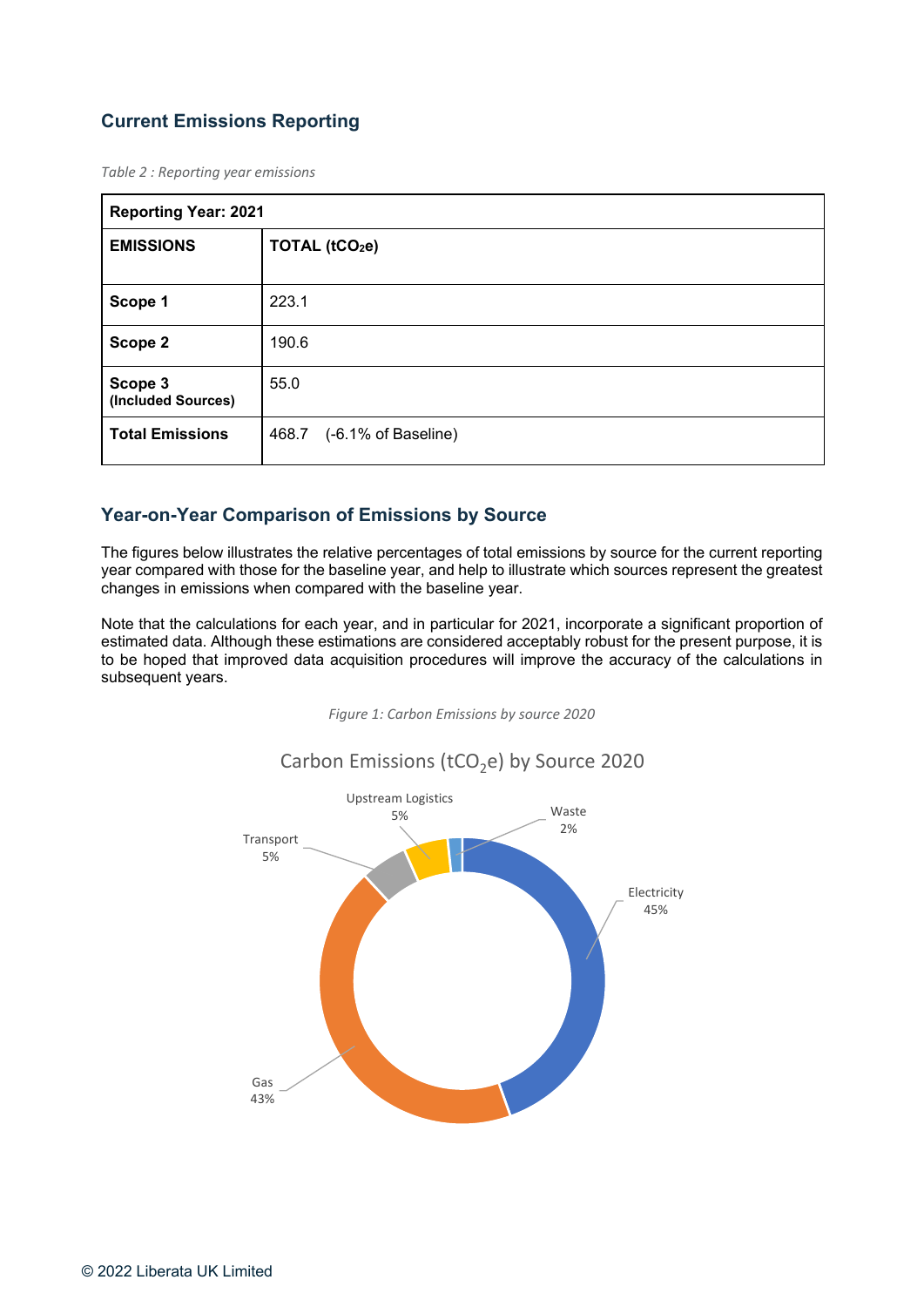## Current Emissions Reporting

*Table 2 : Reporting year emissions*

| Reporting Year: 2021 | |
|---|---|
| **EMISSIONS** | **TOTAL ($tCO_2e$)** |
| **Scope 1** | 223.1 |
| **Scope 2** | 190.6 |
| **Scope 3 (Included Sources)** | 55.0 |
| **Total Emissions** | 468.7 (-6.1% of Baseline) |

## Year-on-Year Comparison of Emissions by Source

The figures below illustrates the relative percentages of total emissions by source for the current reporting year compared with those for the baseline year, and help to illustrate which sources represent the greatest changes in emissions when compared with the baseline year.

Note that the calculations for each year, and in particular for 2021, incorporate a significant proportion of estimated data. Although these estimations are considered acceptably robust for the present purpose, it is to be hoped that improved data acquisition procedures will improve the accuracy of the calculations in subsequent years.

*Figure 1: Carbon Emissions by source 2020*

Carbon Emissions ($tCO_2e$) by Source 2020

- Electricity: 45%
- Gas: 43%
- Transport: 5%
- Upstream Logistics: 5%
- Waste: 2%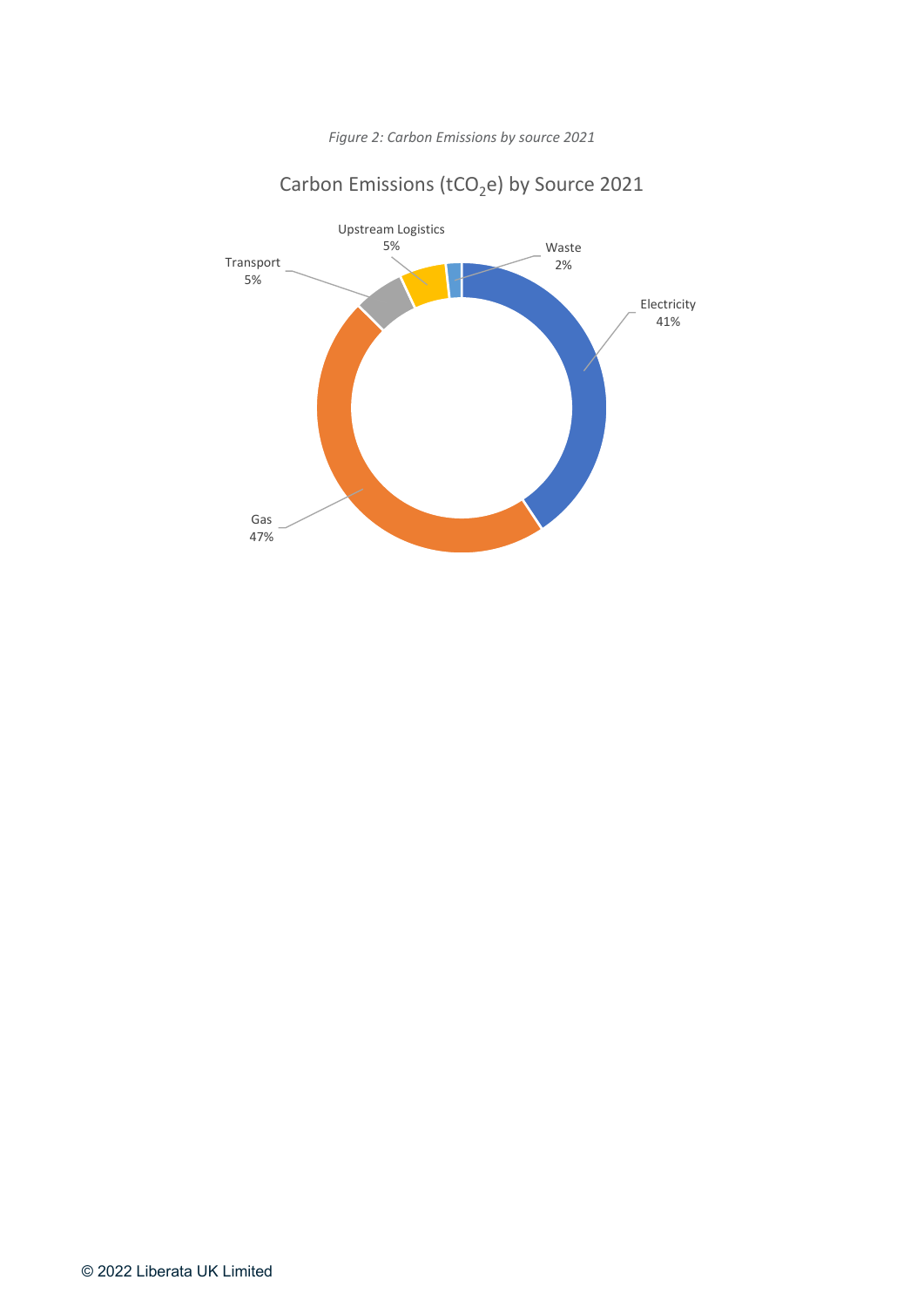*Figure 2: Carbon Emissions by source 2021*

Carbon Emissions ($tCO_2e$) by Source 2021

| Source | Share |
|---|---|
| Electricity | 41% |
| Gas | 47% |
| Transport | 5% |
| Upstream Logistics | 5% |
| Waste | 2% |

© 2022 Liberata UK Limited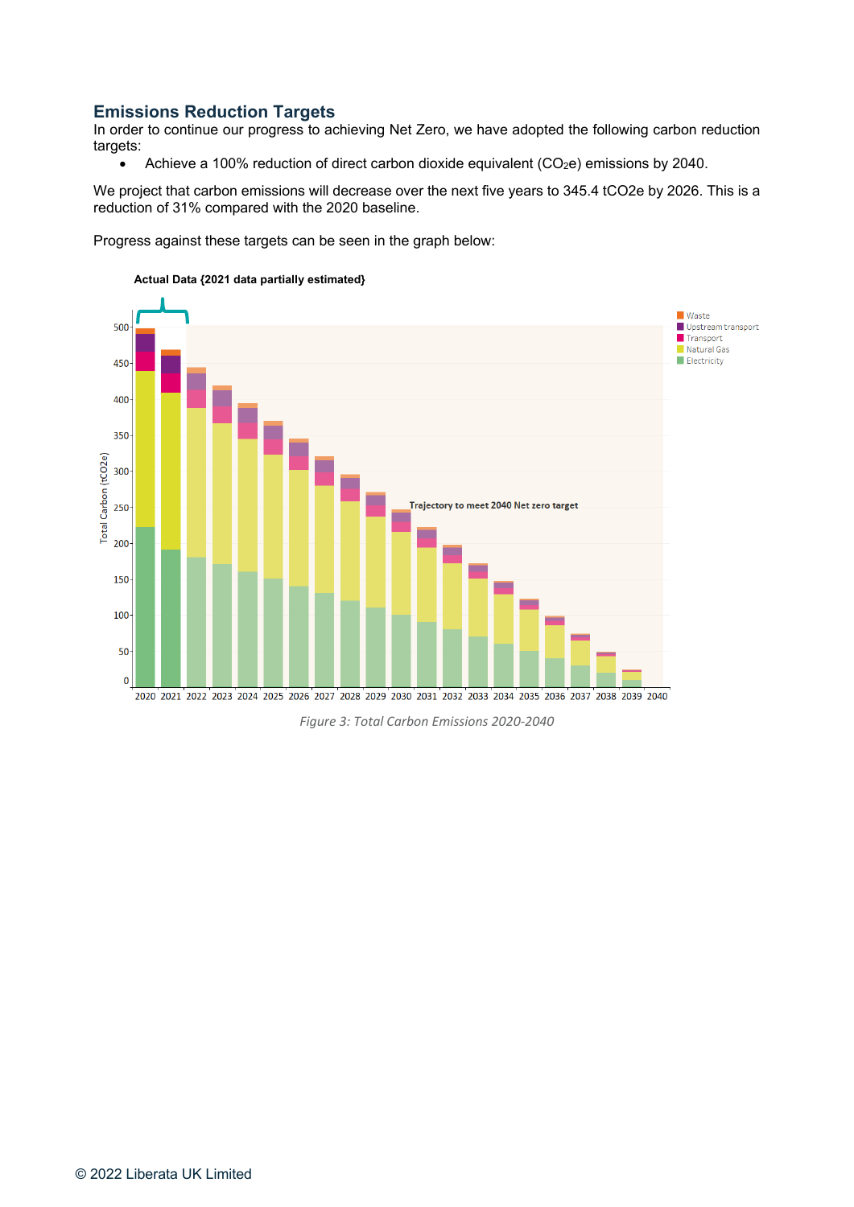## Emissions Reduction Targets

In order to continue our progress to achieving Net Zero, we have adopted the following carbon reduction targets:

- Achieve a 100% reduction of direct carbon dioxide equivalent ($CO_2e$) emissions by 2040.

We project that carbon emissions will decrease over the next five years to 345.4 tCO2e by 2026. This is a reduction of 31% compared with the 2020 baseline.

Progress against these targets can be seen in the graph below:

**Actual Data {2021 data partially estimated}**

Waste
Upstream transport
Transport
Natural Gas
Electricity

Total Carbon (tCO2e)

0
50
100
150
200
250
300
350
400
450
500

Trajectory to meet 2040 Net zero target

2020 2021 2022 2023 2024 2025 2026 2027 2028 2029 2030 2031 2032 2033 2034 2035 2036 2037 2038 2039 2040

*Figure 3: Total Carbon Emissions 2020-2040*

© 2022 Liberata UK Limited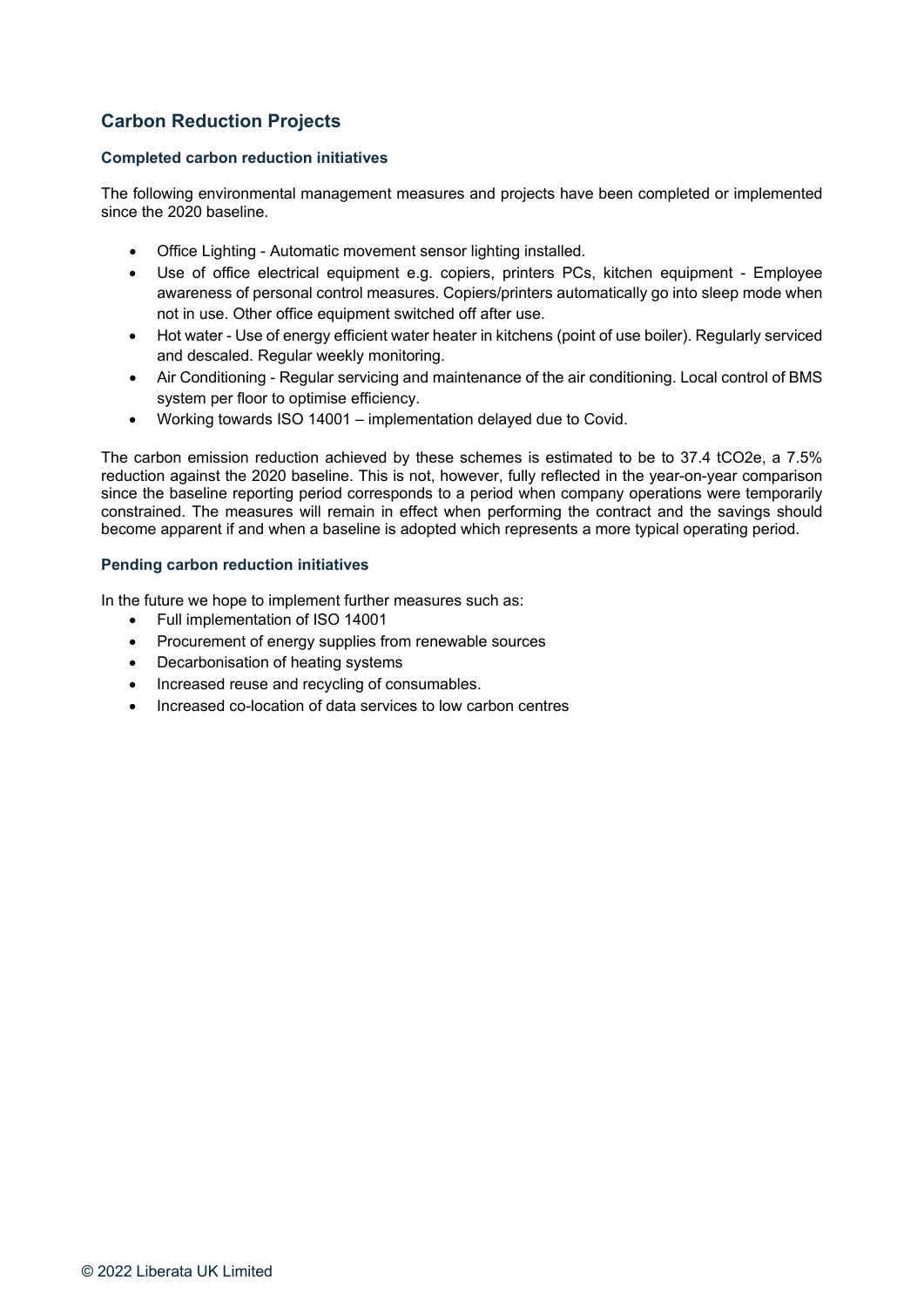## Carbon Reduction Projects

### Completed carbon reduction initiatives

The following environmental management measures and projects have been completed or implemented since the 2020 baseline.

- Office Lighting - Automatic movement sensor lighting installed.
- Use of office electrical equipment e.g. copiers, printers PCs, kitchen equipment - Employee awareness of personal control measures. Copiers/printers automatically go into sleep mode when not in use. Other office equipment switched off after use.
- Hot water - Use of energy efficient water heater in kitchens (point of use boiler). Regularly serviced and descaled. Regular weekly monitoring.
- Air Conditioning - Regular servicing and maintenance of the air conditioning. Local control of BMS system per floor to optimise efficiency.
- Working towards ISO 14001 – implementation delayed due to Covid.

The carbon emission reduction achieved by these schemes is estimated to be to 37.4 $tCO_2e$, a 7.5% reduction against the 2020 baseline. This is not, however, fully reflected in the year-on-year comparison since the baseline reporting period corresponds to a period when company operations were temporarily constrained. The measures will remain in effect when performing the contract and the savings should become apparent if and when a baseline is adopted which represents a more typical operating period.

### Pending carbon reduction initiatives

In the future we hope to implement further measures such as:

- Full implementation of ISO 14001
- Procurement of energy supplies from renewable sources
- Decarbonisation of heating systems
- Increased reuse and recycling of consumables.
- Increased co-location of data services to low carbon centres

© 2022 Liberata UK Limited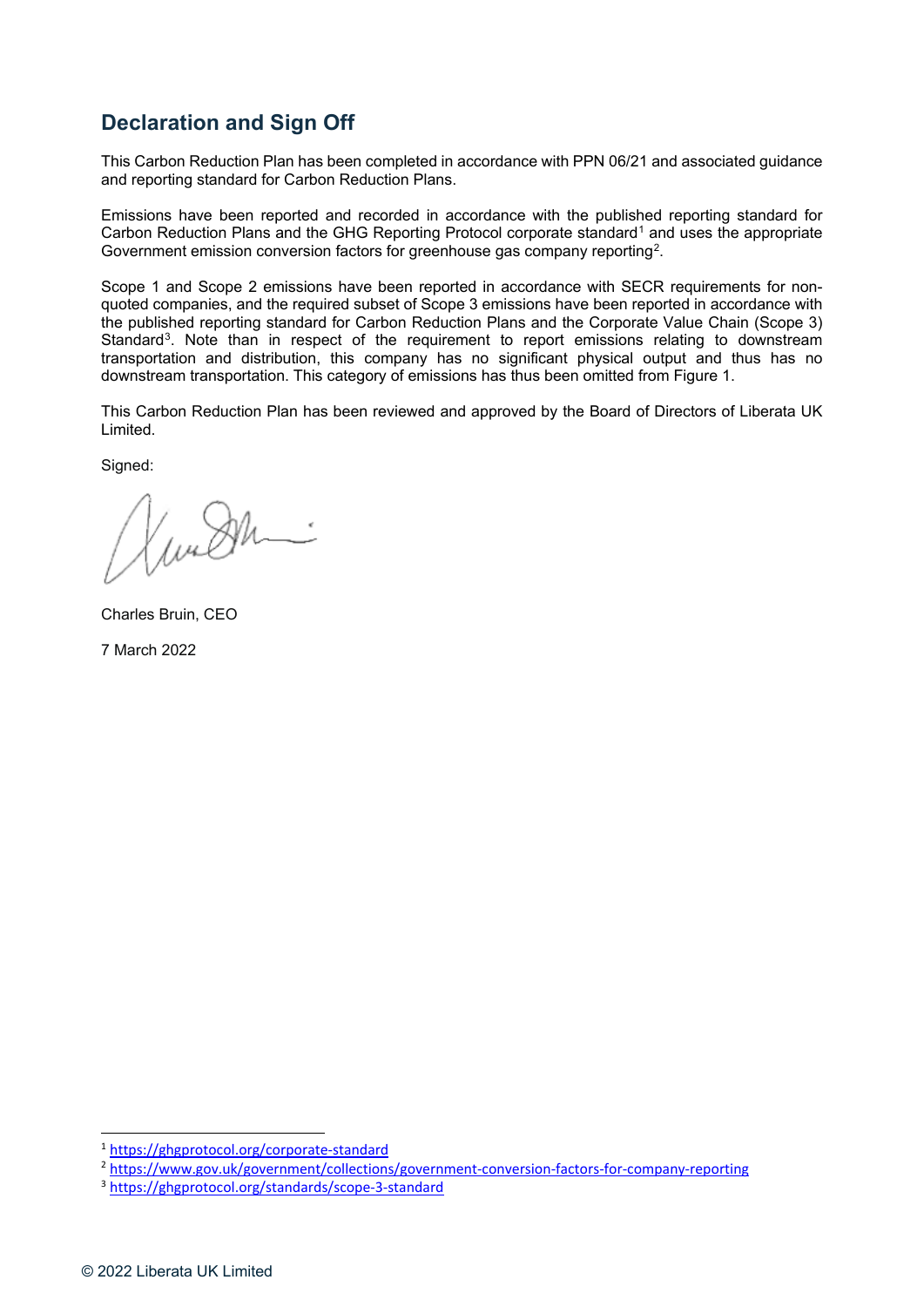## Declaration and Sign Off

This Carbon Reduction Plan has been completed in accordance with PPN 06/21 and associated guidance and reporting standard for Carbon Reduction Plans.

Emissions have been reported and recorded in accordance with the published reporting standard for Carbon Reduction Plans and the GHG Reporting Protocol corporate standard[1] and uses the appropriate Government emission conversion factors for greenhouse gas company reporting[2].

Scope 1 and Scope 2 emissions have been reported in accordance with SECR requirements for non-quoted companies, and the required subset of Scope 3 emissions have been reported in accordance with the published reporting standard for Carbon Reduction Plans and the Corporate Value Chain (Scope 3) Standard[3]. Note than in respect of the requirement to report emissions relating to downstream transportation and distribution, this company has no significant physical output and thus has no downstream transportation. This category of emissions has thus been omitted from Figure 1.

This Carbon Reduction Plan has been reviewed and approved by the Board of Directors of Liberata UK Limited.

Signed:

Charles Bruin, CEO

7 March 2022

---

[1] https://ghgprotocol.org/corporate-standard

[2] https://www.gov.uk/government/collections/government-conversion-factors-for-company-reporting

[3] https://ghgprotocol.org/standards/scope-3-standard

© 2022 Liberata UK Limited